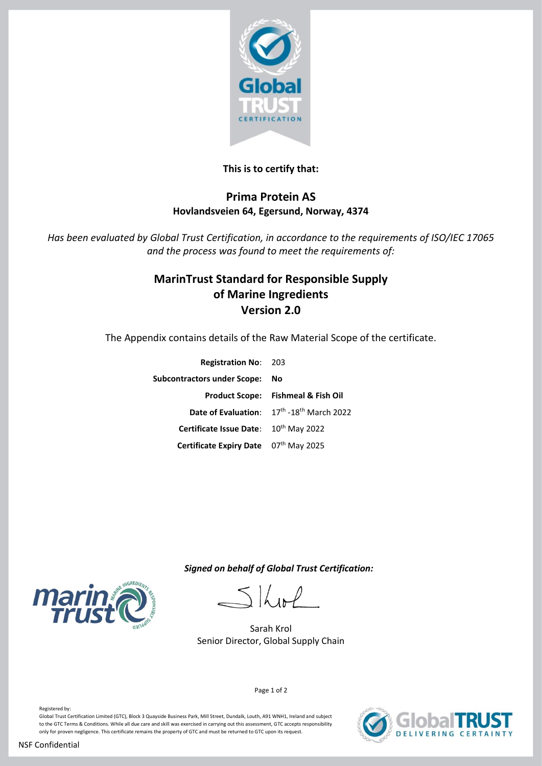**This is to certify that:**

## Prima Protein AS

**Hovlandsveien 64, Egersund, Norway, 4374**

*Has been evaluated by Global Trust Certification, in accordance to the requirements of ISO/IEC 17065 and the process was found to meet the requirements of:*

## MarinTrust Standard for Responsible Supply of Marine Ingredients Version 2.0

The Appendix contains details of the Raw Material Scope of the certificate.

| | |
|---|---|
| **Registration No**: | 203 |
| **Subcontractors under Scope:** | **No** |
| **Product Scope:** | **Fishmeal & Fish Oil** |
| **Date of Evaluation**: | 17th -18th March 2022 |
| **Certificate Issue Date**: | 10th May 2022 |
| **Certificate Expiry Date** | 07th May 2025 |

***Signed on behalf of Global Trust Certification:***

Sarah Krol
Senior Director, Global Supply Chain

Registered by:
Global Trust Certification Limited (GTC), Block 3 Quayside Business Park, Mill Street, Dundalk, Louth, A91 WNH1, Ireland and subject to the GTC Terms & Conditions. While all due care and skill was exercised in carrying out this assessment, GTC accepts responsibility only for proven negligence. This certificate remains the property of GTC and must be returned to GTC upon its request.

NSF Confidential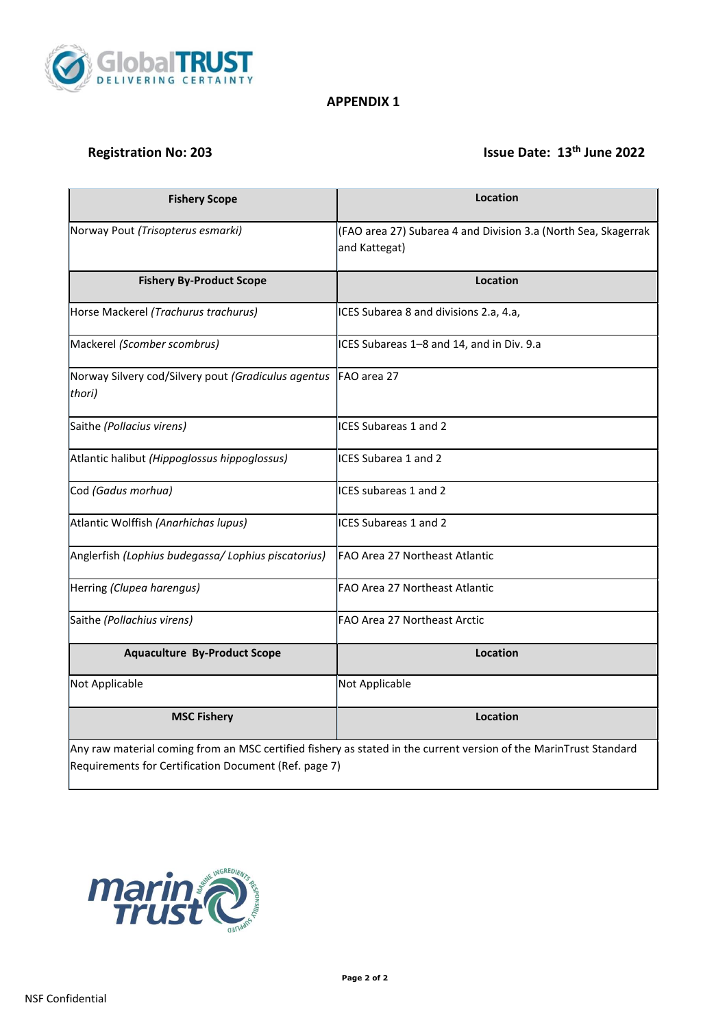# APPENDIX 1

**Registration No: 203** **Issue Date: 13th June 2022**

| Fishery Scope | Location |
| --- | --- |
| Norway Pout *(Trisopterus esmarki)* | (FAO area 27) Subarea 4 and Division 3.a (North Sea, Skagerrak and Kattegat) |
| **Fishery By-Product Scope** | **Location** |
| Horse Mackerel *(Trachurus trachurus)* | ICES Subarea 8 and divisions 2.a, 4.a, |
| Mackerel *(Scomber scombrus)* | ICES Subareas 1–8 and 14, and in Div. 9.a |
| Norway Silvery cod/Silvery pout *(Gradiculus agentus thori)* | FAO area 27 |
| Saithe *(Pollacius virens)* | ICES Subareas 1 and 2 |
| Atlantic halibut *(Hippoglossus hippoglossus)* | ICES Subarea 1 and 2 |
| Cod *(Gadus morhua)* | ICES subareas 1 and 2 |
| Atlantic Wolffish *(Anarhichas lupus)* | ICES Subareas 1 and 2 |
| Anglerfish *(Lophius budegassa/ Lophius piscatorius)* | FAO Area 27 Northeast Atlantic |
| Herring *(Clupea harengus)* | FAO Area 27 Northeast Atlantic |
| Saithe *(Pollachius virens)* | FAO Area 27 Northeast Arctic |
| **Aquaculture By-Product Scope** | **Location** |
| Not Applicable | Not Applicable |
| **MSC Fishery** | **Location** |
| Any raw material coming from an MSC certified fishery as stated in the current version of the MarinTrust Standard Requirements for Certification Document (Ref. page 7) | |

NSF Confidential